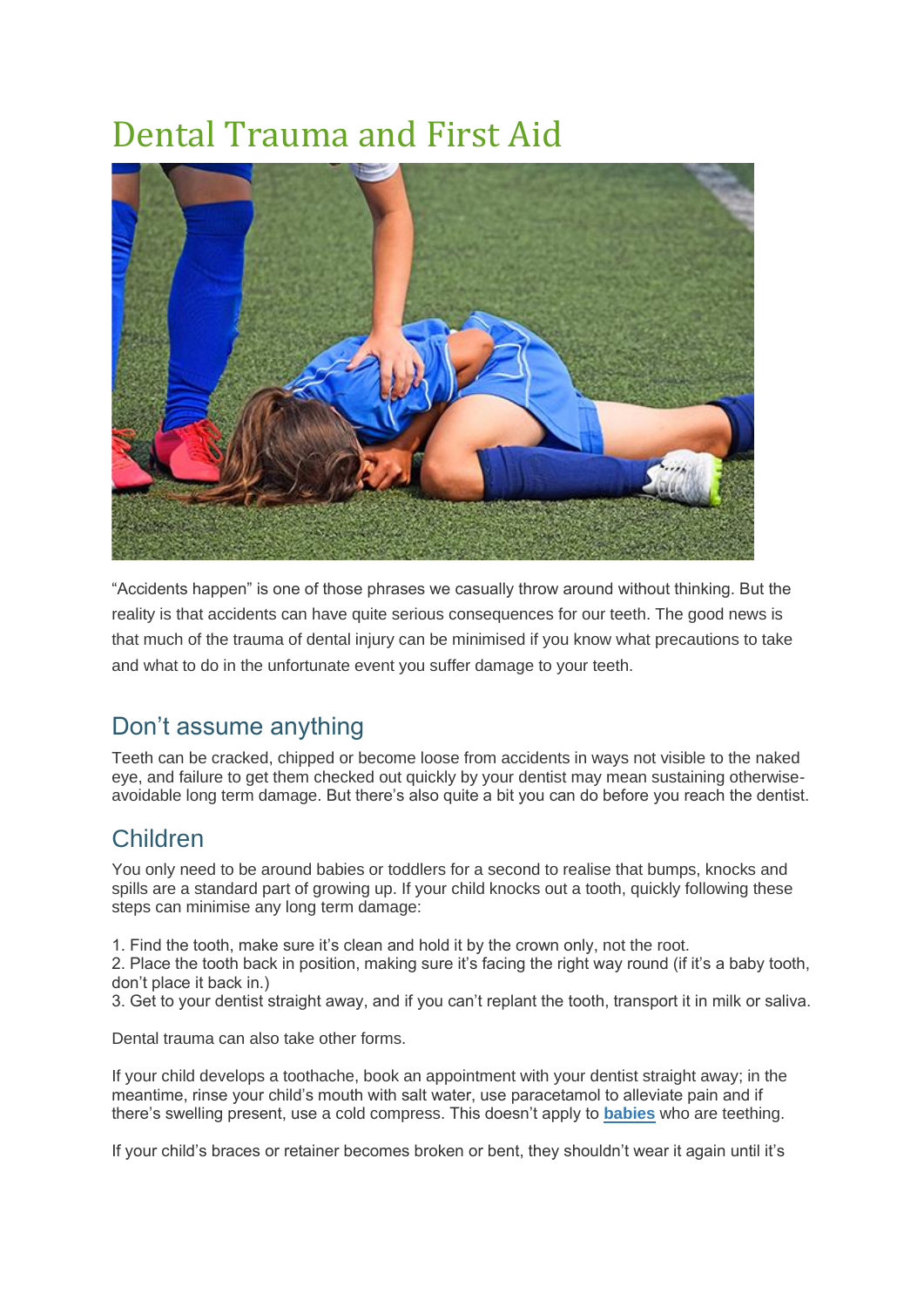# Dental Trauma and First Aid

"Accidents happen" is one of those phrases we casually throw around without thinking. But the reality is that accidents can have quite serious consequences for our teeth. The good news is that much of the trauma of dental injury can be minimised if you know what precautions to take and what to do in the unfortunate event you suffer damage to your teeth.

## Don't assume anything

Teeth can be cracked, chipped or become loose from accidents in ways not visible to the naked eye, and failure to get them checked out quickly by your dentist may mean sustaining otherwise-avoidable long term damage. But there's also quite a bit you can do before you reach the dentist.

## Children

You only need to be around babies or toddlers for a second to realise that bumps, knocks and spills are a standard part of growing up. If your child knocks out a tooth, quickly following these steps can minimise any long term damage:

1. Find the tooth, make sure it's clean and hold it by the crown only, not the root.
2. Place the tooth back in position, making sure it's facing the right way round (if it's a baby tooth, don't place it back in.)
3. Get to your dentist straight away, and if you can't replant the tooth, transport it in milk or saliva.

Dental trauma can also take other forms.

If your child develops a toothache, book an appointment with your dentist straight away; in the meantime, rinse your child's mouth with salt water, use paracetamol to alleviate pain and if there's swelling present, use a cold compress. This doesn't apply to **babies** who are teething.

If your child's braces or retainer becomes broken or bent, they shouldn't wear it again until it's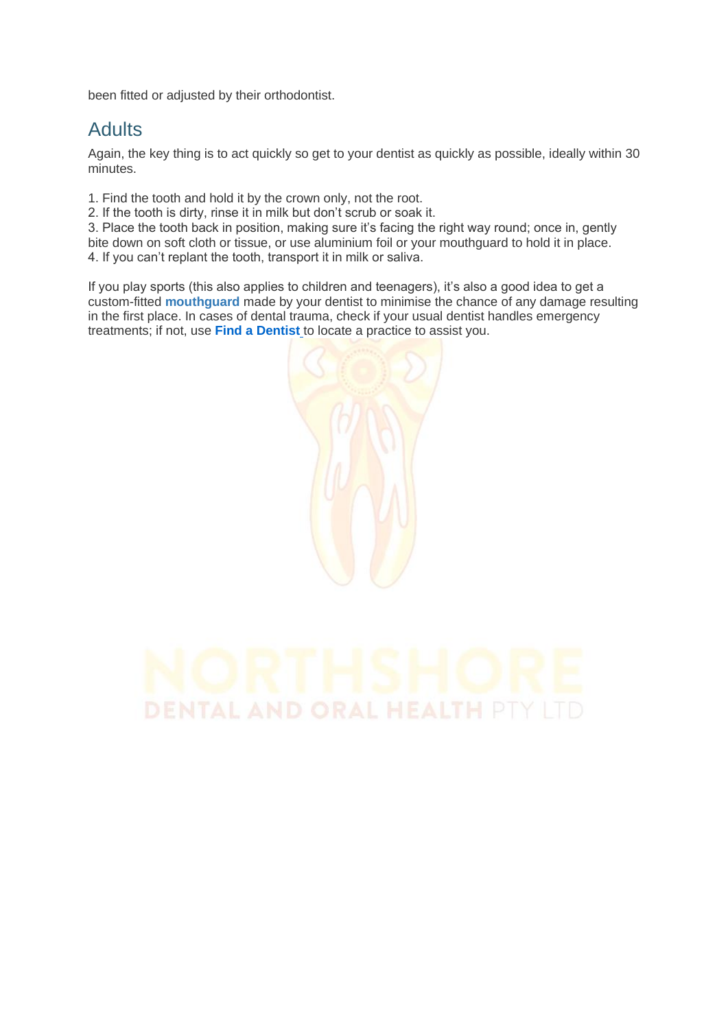been fitted or adjusted by their orthodontist.

## Adults

Again, the key thing is to act quickly so get to your dentist as quickly as possible, ideally within 30 minutes.

1. Find the tooth and hold it by the crown only, not the root.
2. If the tooth is dirty, rinse it in milk but don't scrub or soak it.
3. Place the tooth back in position, making sure it's facing the right way round; once in, gently bite down on soft cloth or tissue, or use aluminium foil or your mouthguard to hold it in place.
4. If you can't replant the tooth, transport it in milk or saliva.

If you play sports (this also applies to children and teenagers), it's also a good idea to get a custom-fitted **mouthguard** made by your dentist to minimise the chance of any damage resulting in the first place. In cases of dental trauma, check if your usual dentist handles emergency treatments; if not, use **Find a Dentist** to locate a practice to assist you.